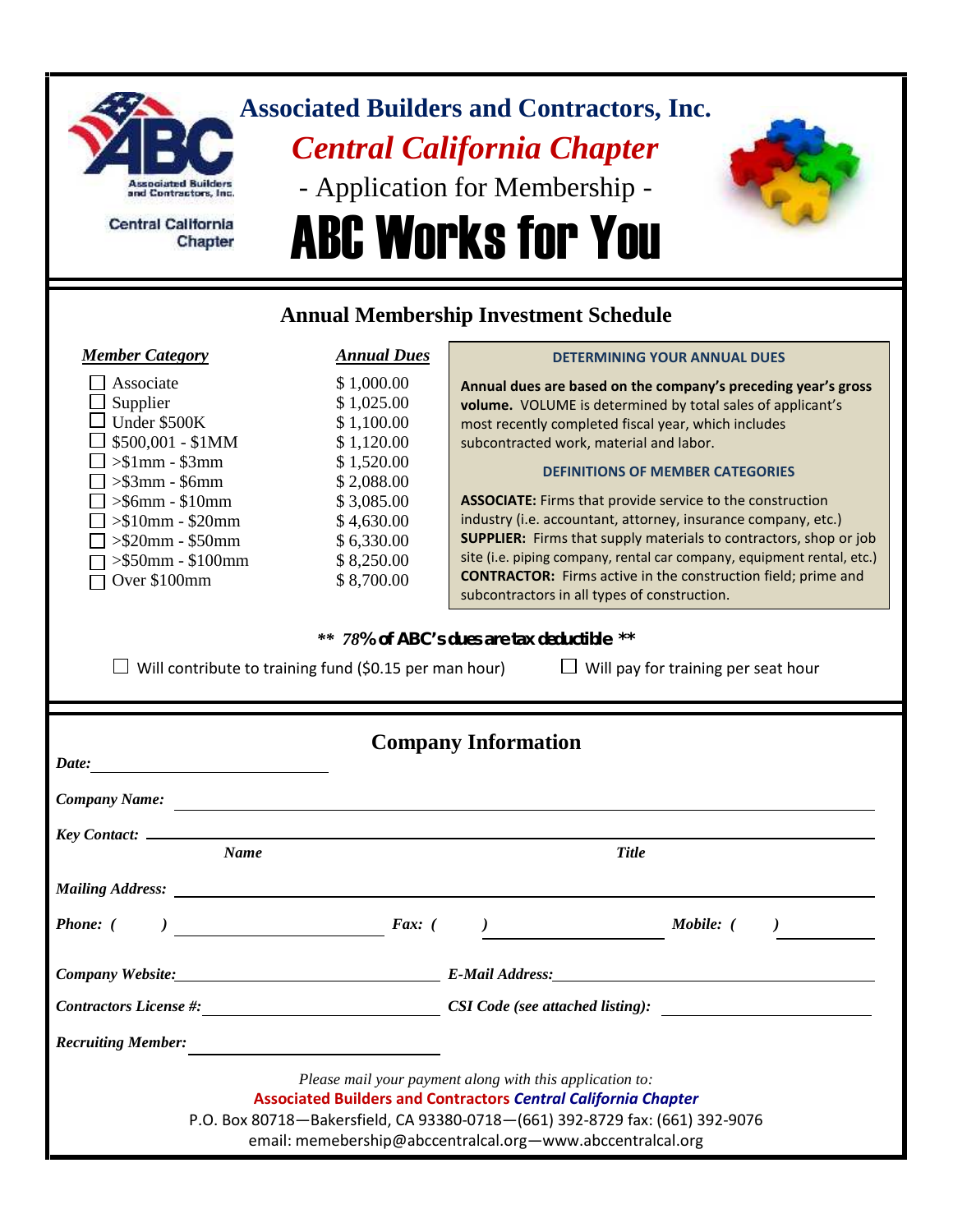# Associated Builders and Contractors, Inc.

## *Central California Chapter*

- Application for Membership -

# ABC Works for You

Associated Builders and Contractors, Inc.
Central California Chapter

## Annual Membership Investment Schedule

| *Member Category* | *Annual Dues* |
|---|---|
| ☐ Associate | $ 1,000.00 |
| ☐ Supplier | $ 1,025.00 |
| ☐ Under $500K | $ 1,100.00 |
| ☐ $500,001 - $1MM | $ 1,120.00 |
| ☐ >$1mm - $3mm | $ 1,520.00 |
| ☐ >$3mm - $6mm | $ 2,088.00 |
| ☐ >$6mm - $10mm | $ 3,085.00 |
| ☐ >$10mm - $20mm | $ 4,630.00 |
| ☐ >$20mm - $50mm | $ 6,330.00 |
| ☐ >$50mm - $100mm | $ 8,250.00 |
| ☐ Over $100mm | $ 8,700.00 |

**DETERMINING YOUR ANNUAL DUES**

**Annual dues are based on the company's preceding year's gross volume.** VOLUME is determined by total sales of applicant's most recently completed fiscal year, which includes subcontracted work, material and labor.

**DEFINITIONS OF MEMBER CATEGORIES**

**ASSOCIATE:** Firms that provide service to the construction industry (i.e. accountant, attorney, insurance company, etc.)
**SUPPLIER:** Firms that supply materials to contractors, shop or job site (i.e. piping company, rental car company, equipment rental, etc.)
**CONTRACTOR:** Firms active in the construction field; prime and subcontractors in all types of construction.

**\*\* 78% of ABC's dues are tax deductible \*\***

☐ Will contribute to training fund ($0.15 per man hour) ☐ Will pay for training per seat hour

## Company Information

*Date:* ____________________

*Company Name:* ____________________

*Key Contact:* ____________________
*Name* *Title*

*Mailing Address:* ____________________

*Phone: (   )* __________ *Fax: (   )* __________ *Mobile: (   )* __________

*Company Website:* __________ *E-Mail Address:* __________

*Contractors License #:* __________ *CSI Code (see attached listing):* __________

*Recruiting Member:* __________

*Please mail your payment along with this application to:*
**Associated Builders and Contractors *Central California Chapter***
P.O. Box 80718—Bakersfield, CA 93380-0718—(661) 392-8729 fax: (661) 392-9076
email: memebership@abccentralcal.org—www.abccentralcal.org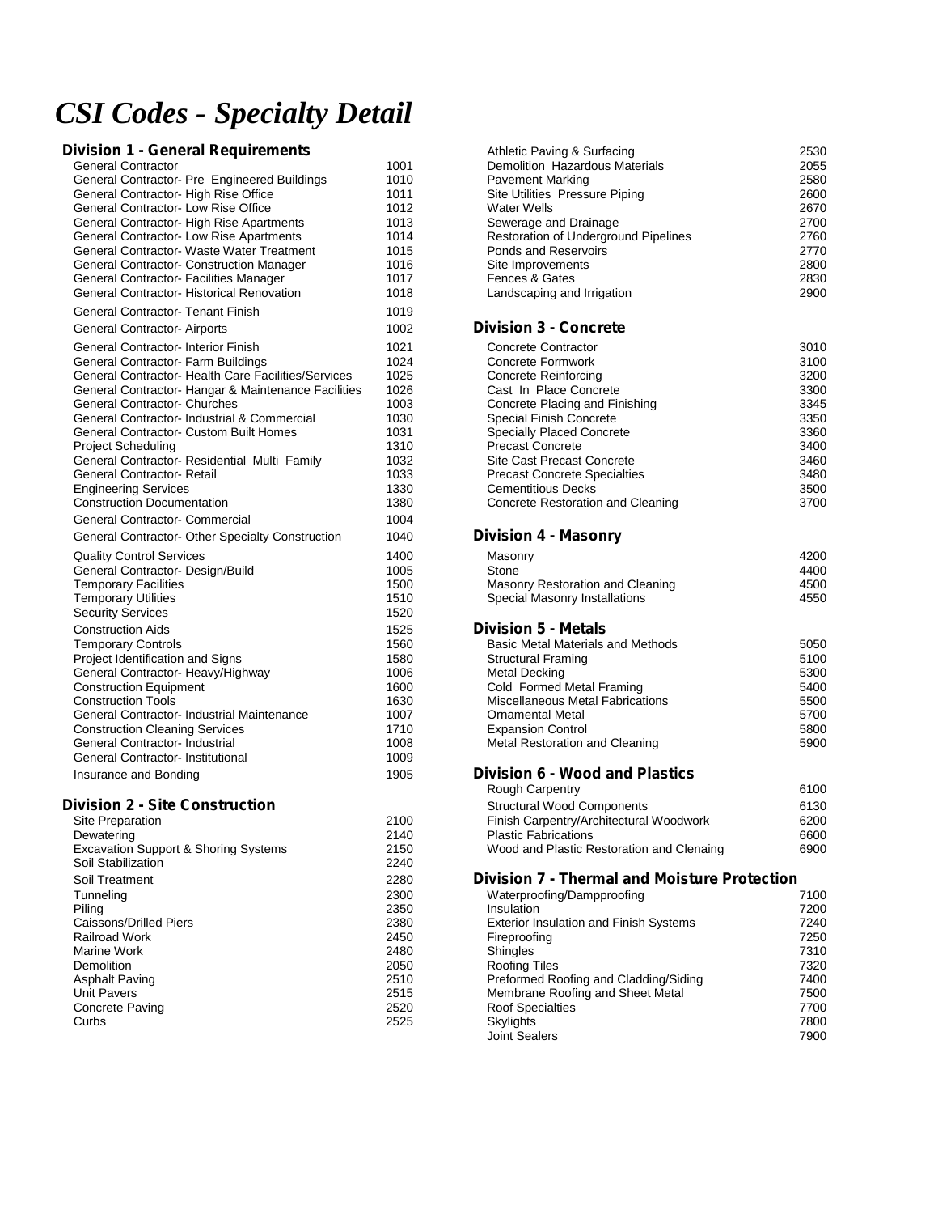# CSI Codes - Specialty Detail

## Division 1 - General Requirements

| | |
|---|---|
| General Contractor | 1001 |
| General Contractor- Pre Engineered Buildings | 1010 |
| General Contractor- High Rise Office | 1011 |
| General Contractor- Low Rise Office | 1012 |
| General Contractor- High Rise Apartments | 1013 |
| General Contractor- Low Rise Apartments | 1014 |
| General Contractor- Waste Water Treatment | 1015 |
| General Contractor- Construction Manager | 1016 |
| General Contractor- Facilities Manager | 1017 |
| General Contractor- Historical Renovation | 1018 |
| General Contractor- Tenant Finish | 1019 |
| General Contractor- Airports | 1002 |
| General Contractor- Interior Finish | 1021 |
| General Contractor- Farm Buildings | 1024 |
| General Contractor- Health Care Facilities/Services | 1025 |
| General Contractor- Hangar & Maintenance Facilities | 1026 |
| General Contractor- Churches | 1003 |
| General Contractor- Industrial & Commercial | 1030 |
| General Contractor- Custom Built Homes | 1031 |
| Project Scheduling | 1310 |
| General Contractor- Residential Multi Family | 1032 |
| General Contractor- Retail | 1033 |
| Engineering Services | 1330 |
| Construction Documentation | 1380 |
| General Contractor- Commercial | 1004 |
| General Contractor- Other Specialty Construction | 1040 |
| Quality Control Services | 1400 |
| General Contractor- Design/Build | 1005 |
| Temporary Facilities | 1500 |
| Temporary Utilities | 1510 |
| Security Services | 1520 |
| Construction Aids | 1525 |
| Temporary Controls | 1560 |
| Project Identification and Signs | 1580 |
| General Contractor- Heavy/Highway | 1006 |
| Construction Equipment | 1600 |
| Construction Tools | 1630 |
| General Contractor- Industrial Maintenance | 1007 |
| Construction Cleaning Services | 1710 |
| General Contractor- Industrial | 1008 |
| General Contractor- Institutional | 1009 |
| Insurance and Bonding | 1905 |

## Division 2 - Site Construction

| | |
|---|---|
| Site Preparation | 2100 |
| Dewatering | 2140 |
| Excavation Support & Shoring Systems | 2150 |
| Soil Stabilization | 2240 |
| Soil Treatment | 2280 |
| Tunneling | 2300 |
| Piling | 2350 |
| Caissons/Drilled Piers | 2380 |
| Railroad Work | 2450 |
| Marine Work | 2480 |
| Demolition | 2050 |
| Asphalt Paving | 2510 |
| Unit Pavers | 2515 |
| Concrete Paving | 2520 |
| Curbs | 2525 |
| Athletic Paving & Surfacing | 2530 |
| Demolition Hazardous Materials | 2055 |
| Pavement Marking | 2580 |
| Site Utilities Pressure Piping | 2600 |
| Water Wells | 2670 |
| Sewerage and Drainage | 2700 |
| Restoration of Underground Pipelines | 2760 |
| Ponds and Reservoirs | 2770 |
| Site Improvements | 2800 |
| Fences & Gates | 2830 |
| Landscaping and Irrigation | 2900 |

## Division 3 - Concrete

| | |
|---|---|
| Concrete Contractor | 3010 |
| Concrete Formwork | 3100 |
| Concrete Reinforcing | 3200 |
| Cast In Place Concrete | 3300 |
| Concrete Placing and Finishing | 3345 |
| Special Finish Concrete | 3350 |
| Specially Placed Concrete | 3360 |
| Precast Concrete | 3400 |
| Site Cast Precast Concrete | 3460 |
| Precast Concrete Specialties | 3480 |
| Cementitious Decks | 3500 |
| Concrete Restoration and Cleaning | 3700 |

## Division 4 - Masonry

| | |
|---|---|
| Masonry | 4200 |
| Stone | 4400 |
| Masonry Restoration and Cleaning | 4500 |
| Special Masonry Installations | 4550 |

## Division 5 - Metals

| | |
|---|---|
| Basic Metal Materials and Methods | 5050 |
| Structural Framing | 5100 |
| Metal Decking | 5300 |
| Cold Formed Metal Framing | 5400 |
| Miscellaneous Metal Fabrications | 5500 |
| Ornamental Metal | 5700 |
| Expansion Control | 5800 |
| Metal Restoration and Cleaning | 5900 |

## Division 6 - Wood and Plastics

| | |
|---|---|
| Rough Carpentry | 6100 |
| Structural Wood Components | 6130 |
| Finish Carpentry/Architectural Woodwork | 6200 |
| Plastic Fabrications | 6600 |
| Wood and Plastic Restoration and Clenaing | 6900 |

## Division 7 - Thermal and Moisture Protection

| | |
|---|---|
| Waterproofing/Dampproofing | 7100 |
| Insulation | 7200 |
| Exterior Insulation and Finish Systems | 7240 |
| Fireproofing | 7250 |
| Shingles | 7310 |
| Roofing Tiles | 7320 |
| Preformed Roofing and Cladding/Siding | 7400 |
| Membrane Roofing and Sheet Metal | 7500 |
| Roof Specialties | 7700 |
| Skylights | 7800 |
| Joint Sealers | 7900 |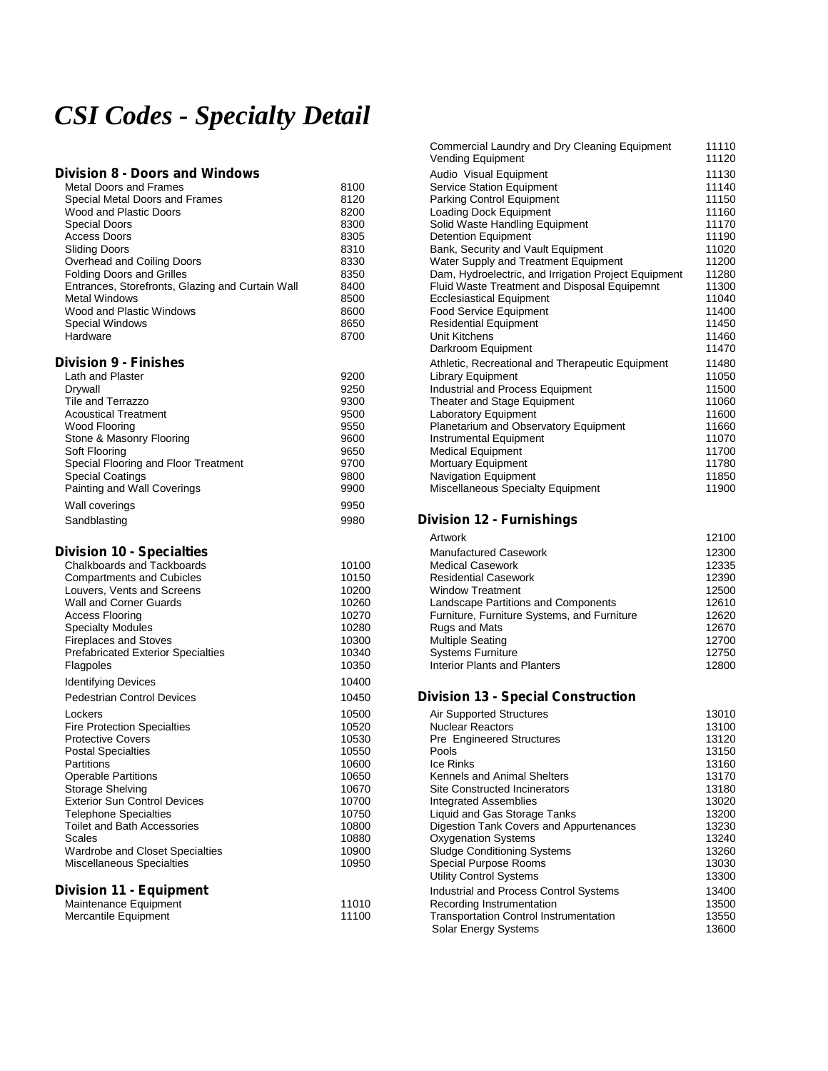# CSI Codes - Specialty Detail

## Division 8 - Doors and Windows

| | |
|---|---|
| Metal Doors and Frames | 8100 |
| Special Metal Doors and Frames | 8120 |
| Wood and Plastic Doors | 8200 |
| Special Doors | 8300 |
| Access Doors | 8305 |
| Sliding Doors | 8310 |
| Overhead and Coiling Doors | 8330 |
| Folding Doors and Grilles | 8350 |
| Entrances, Storefronts, Glazing and Curtain Wall | 8400 |
| Metal Windows | 8500 |
| Wood and Plastic Windows | 8600 |
| Special Windows | 8650 |
| Hardware | 8700 |

## Division 9 - Finishes

| | |
|---|---|
| Lath and Plaster | 9200 |
| Drywall | 9250 |
| Tile and Terrazzo | 9300 |
| Acoustical Treatment | 9500 |
| Wood Flooring | 9550 |
| Stone & Masonry Flooring | 9600 |
| Soft Flooring | 9650 |
| Special Flooring and Floor Treatment | 9700 |
| Special Coatings | 9800 |
| Painting and Wall Coverings | 9900 |
| Wall coverings | 9950 |
| Sandblasting | 9980 |

## Division 10 - Specialties

| | |
|---|---|
| Chalkboards and Tackboards | 10100 |
| Compartments and Cubicles | 10150 |
| Louvers, Vents and Screens | 10200 |
| Wall and Corner Guards | 10260 |
| Access Flooring | 10270 |
| Specialty Modules | 10280 |
| Fireplaces and Stoves | 10300 |
| Prefabricated Exterior Specialties | 10340 |
| Flagpoles | 10350 |
| Identifying Devices | 10400 |
| Pedestrian Control Devices | 10450 |
| Lockers | 10500 |
| Fire Protection Specialties | 10520 |
| Protective Covers | 10530 |
| Postal Specialties | 10550 |
| Partitions | 10600 |
| Operable Partitions | 10650 |
| Storage Shelving | 10670 |
| Exterior Sun Control Devices | 10700 |
| Telephone Specialties | 10750 |
| Toilet and Bath Accessories | 10800 |
| Scales | 10880 |
| Wardrobe and Closet Specialties | 10900 |
| Miscellaneous Specialties | 10950 |

## Division 11 - Equipment

| | |
|---|---|
| Maintenance Equipment | 11010 |
| Mercantile Equipment | 11100 |
| Commercial Laundry and Dry Cleaning Equipment | 11110 |
| Vending Equipment | 11120 |
| Audio Visual Equipment | 11130 |
| Service Station Equipment | 11140 |
| Parking Control Equipment | 11150 |
| Loading Dock Equipment | 11160 |
| Solid Waste Handling Equipment | 11170 |
| Detention Equipment | 11190 |
| Bank, Security and Vault Equipment | 11020 |
| Water Supply and Treatment Equipment | 11200 |
| Dam, Hydroelectric, and Irrigation Project Equipment | 11280 |
| Fluid Waste Treatment and Disposal Equipemnt | 11300 |
| Ecclesiastical Equipment | 11040 |
| Food Service Equipment | 11400 |
| Residential Equipment | 11450 |
| Unit Kitchens | 11460 |
| Darkroom Equipment | 11470 |
| Athletic, Recreational and Therapeutic Equipment | 11480 |
| Library Equipment | 11050 |
| Industrial and Process Equipment | 11500 |
| Theater and Stage Equipment | 11060 |
| Laboratory Equipment | 11600 |
| Planetarium and Observatory Equipment | 11660 |
| Instrumental Equipment | 11070 |
| Medical Equipment | 11700 |
| Mortuary Equipment | 11780 |
| Navigation Equipment | 11850 |
| Miscellaneous Specialty Equipment | 11900 |

## Division 12 - Furnishings

| | |
|---|---|
| Artwork | 12100 |
| Manufactured Casework | 12300 |
| Medical Casework | 12335 |
| Residential Casework | 12390 |
| Window Treatment | 12500 |
| Landscape Partitions and Components | 12610 |
| Furniture, Furniture Systems, and Furniture | 12620 |
| Rugs and Mats | 12670 |
| Multiple Seating | 12700 |
| Systems Furniture | 12750 |
| Interior Plants and Planters | 12800 |

## Division 13 - Special Construction

| | |
|---|---|
| Air Supported Structures | 13010 |
| Nuclear Reactors | 13100 |
| Pre Engineered Structures | 13120 |
| Pools | 13150 |
| Ice Rinks | 13160 |
| Kennels and Animal Shelters | 13170 |
| Site Constructed Incinerators | 13180 |
| Integrated Assemblies | 13020 |
| Liquid and Gas Storage Tanks | 13200 |
| Digestion Tank Covers and Appurtenances | 13230 |
| Oxygenation Systems | 13240 |
| Sludge Conditioning Systems | 13260 |
| Special Purpose Rooms | 13030 |
| Utility Control Systems | 13300 |
| Industrial and Process Control Systems | 13400 |
| Recording Instrumentation | 13500 |
| Transportation Control Instrumentation | 13550 |
| Solar Energy Systems | 13600 |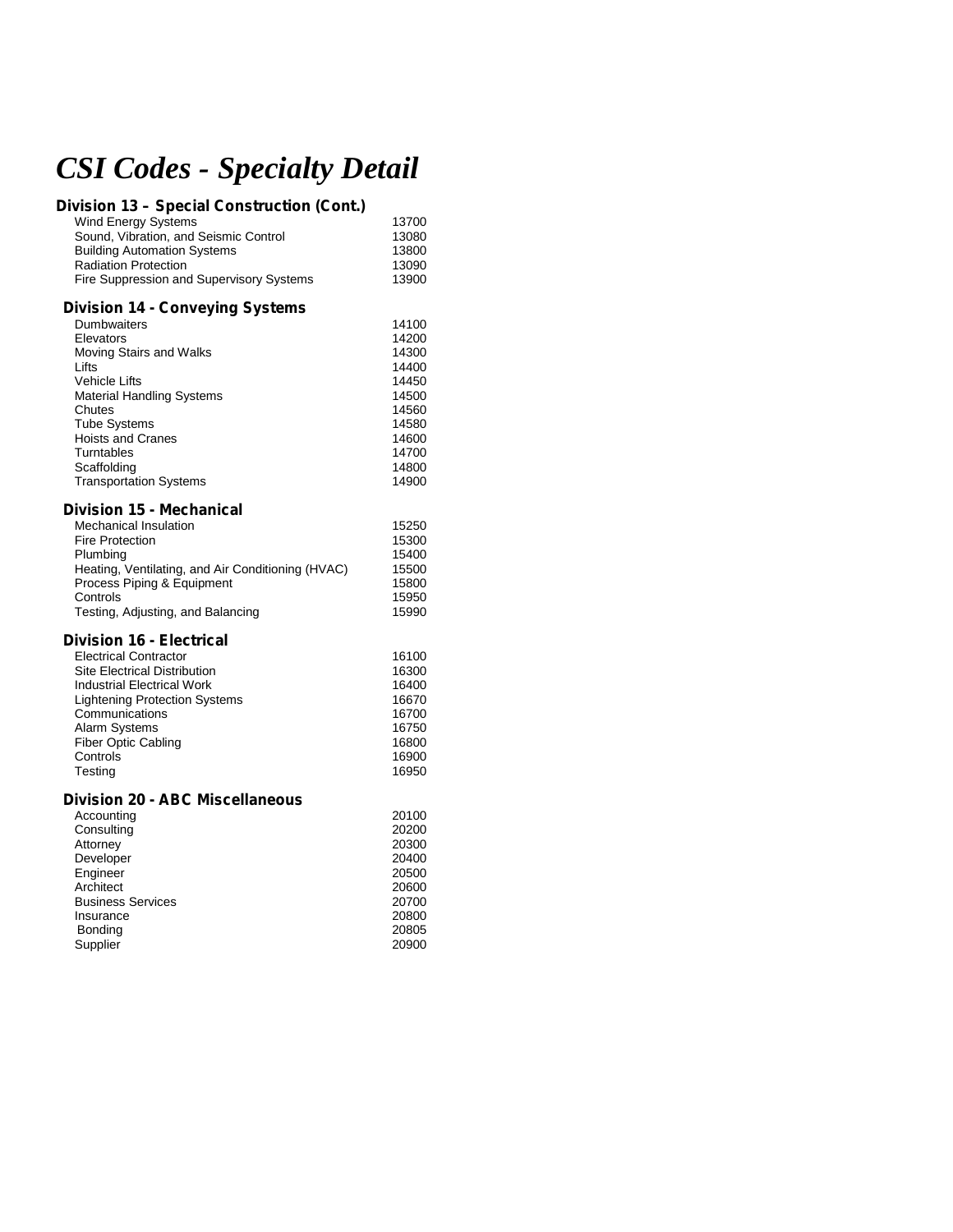# *CSI Codes - Specialty Detail*

## Division 13 – Special Construction (Cont.)

| | |
|---|---|
| Wind Energy Systems | 13700 |
| Sound, Vibration, and Seismic Control | 13080 |
| Building Automation Systems | 13800 |
| Radiation Protection | 13090 |
| Fire Suppression and Supervisory Systems | 13900 |

## Division 14 - Conveying Systems

| | |
|---|---|
| Dumbwaiters | 14100 |
| Elevators | 14200 |
| Moving Stairs and Walks | 14300 |
| Lifts | 14400 |
| Vehicle Lifts | 14450 |
| Material Handling Systems | 14500 |
| Chutes | 14560 |
| Tube Systems | 14580 |
| Hoists and Cranes | 14600 |
| Turntables | 14700 |
| Scaffolding | 14800 |
| Transportation Systems | 14900 |

## Division 15 - Mechanical

| | |
|---|---|
| Mechanical Insulation | 15250 |
| Fire Protection | 15300 |
| Plumbing | 15400 |
| Heating, Ventilating, and Air Conditioning (HVAC) | 15500 |
| Process Piping & Equipment | 15800 |
| Controls | 15950 |
| Testing, Adjusting, and Balancing | 15990 |

## Division 16 - Electrical

| | |
|---|---|
| Electrical Contractor | 16100 |
| Site Electrical Distribution | 16300 |
| Industrial Electrical Work | 16400 |
| Lightening Protection Systems | 16670 |
| Communications | 16700 |
| Alarm Systems | 16750 |
| Fiber Optic Cabling | 16800 |
| Controls | 16900 |
| Testing | 16950 |

## Division 20 - ABC Miscellaneous

| | |
|---|---|
| Accounting | 20100 |
| Consulting | 20200 |
| Attorney | 20300 |
| Developer | 20400 |
| Engineer | 20500 |
| Architect | 20600 |
| Business Services | 20700 |
| Insurance | 20800 |
| Bonding | 20805 |
| Supplier | 20900 |